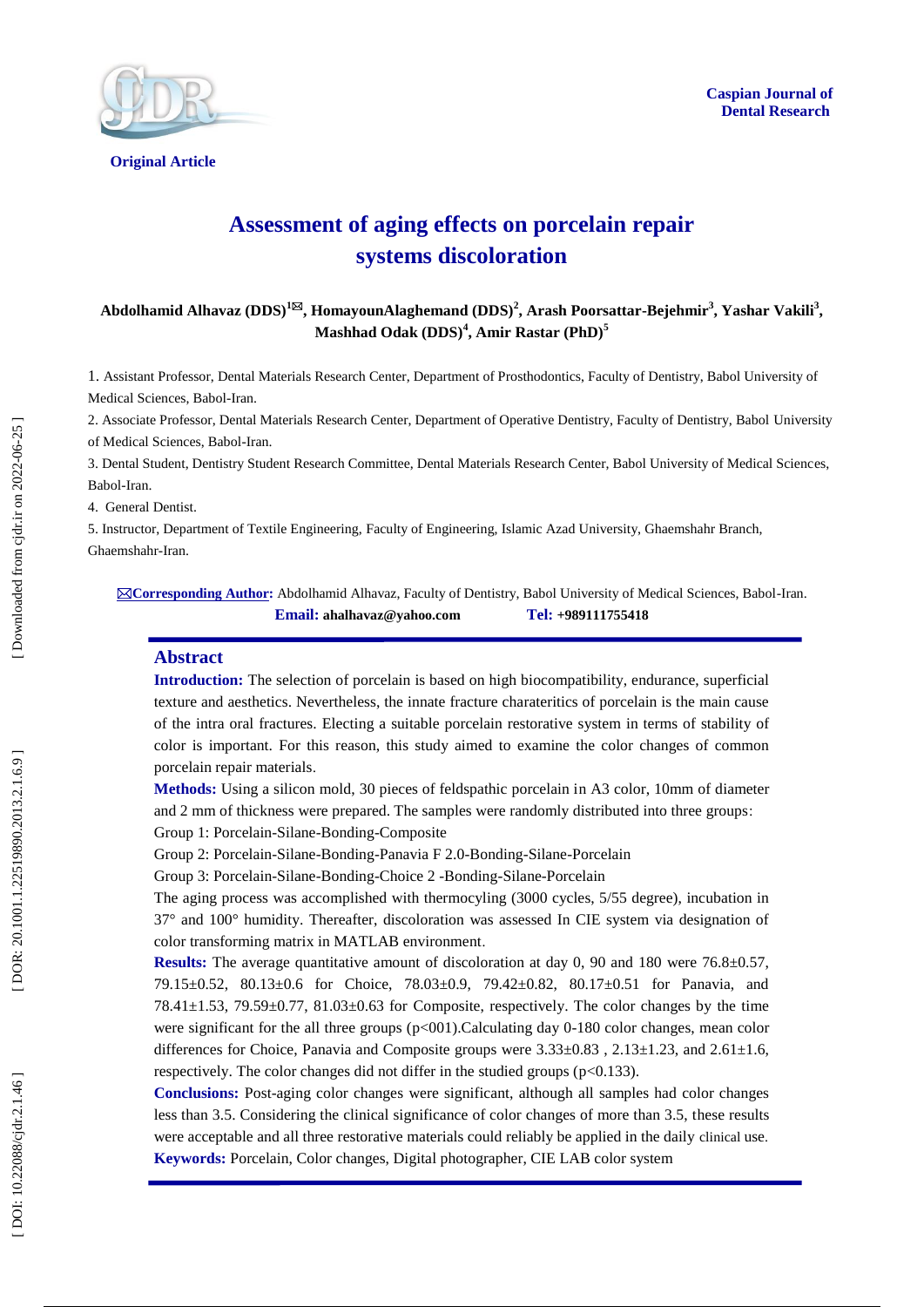Original Article

# Assessment of aging effects on porcelain repair systems discoloration

**Abdolhamid Alhavaz (DDS)[1✉], HomayounAlaghemand (DDS)[2], Arash Poorsattar-Bejehmir[3], Yashar Vakili[3], Mashhad Odak (DDS)[4], Amir Rastar (PhD)[5]**

1. Assistant Professor, Dental Materials Research Center, Department of Prosthodontics, Faculty of Dentistry, Babol University of Medical Sciences, Babol-Iran.

2. Associate Professor, Dental Materials Research Center, Department of Operative Dentistry, Faculty of Dentistry, Babol University of Medical Sciences, Babol-Iran.

3. Dental Student, Dentistry Student Research Committee, Dental Materials Research Center, Babol University of Medical Sciences, Babol-Iran.

4. General Dentist.

5. Instructor, Department of Textile Engineering, Faculty of Engineering, Islamic Azad University, Ghaemshahr Branch, Ghaemshahr-Iran.

✉**Corresponding Author:** Abdolhamid Alhavaz, Faculty of Dentistry, Babol University of Medical Sciences, Babol-Iran.
**Email:** ahalhavaz@yahoo.com **Tel:** +989111755418

## Abstract

**Introduction:** The selection of porcelain is based on high biocompatibility, endurance, superficial texture and aesthetics. Nevertheless, the innate fracture charateritics of porcelain is the main cause of the intra oral fractures. Electing a suitable porcelain restorative system in terms of stability of color is important. For this reason, this study aimed to examine the color changes of common porcelain repair materials.

**Methods:** Using a silicon mold, 30 pieces of feldspathic porcelain in A3 color, 10mm of diameter and 2 mm of thickness were prepared. The samples were randomly distributed into three groups:
Group 1: Porcelain-Silane-Bonding-Composite
Group 2: Porcelain-Silane-Bonding-Panavia F 2.0-Bonding-Silane-Porcelain
Group 3: Porcelain-Silane-Bonding-Choice 2 -Bonding-Silane-Porcelain
The aging process was accomplished with thermocyling (3000 cycles, 5/55 degree), incubation in 37° and 100° humidity. Thereafter, discoloration was assessed In CIE system via designation of color transforming matrix in MATLAB environment.

**Results:** The average quantitative amount of discoloration at day 0, 90 and 180 were 76.8±0.57, 79.15±0.52, 80.13±0.6 for Choice, 78.03±0.9, 79.42±0.82, 80.17±0.51 for Panavia, and 78.41±1.53, 79.59±0.77, 81.03±0.63 for Composite, respectively. The color changes by the time were significant for the all three groups (p<001).Calculating day 0-180 color changes, mean color differences for Choice, Panavia and Composite groups were 3.33±0.83 , 2.13±1.23, and 2.61±1.6, respectively. The color changes did not differ in the studied groups (p<0.133).

**Conclusions:** Post-aging color changes were significant, although all samples had color changes less than 3.5. Considering the clinical significance of color changes of more than 3.5, these results were acceptable and all three restorative materials could reliably be applied in the daily clinical use.

**Keywords:** Porcelain, Color changes, Digital photographer, CIE LAB color system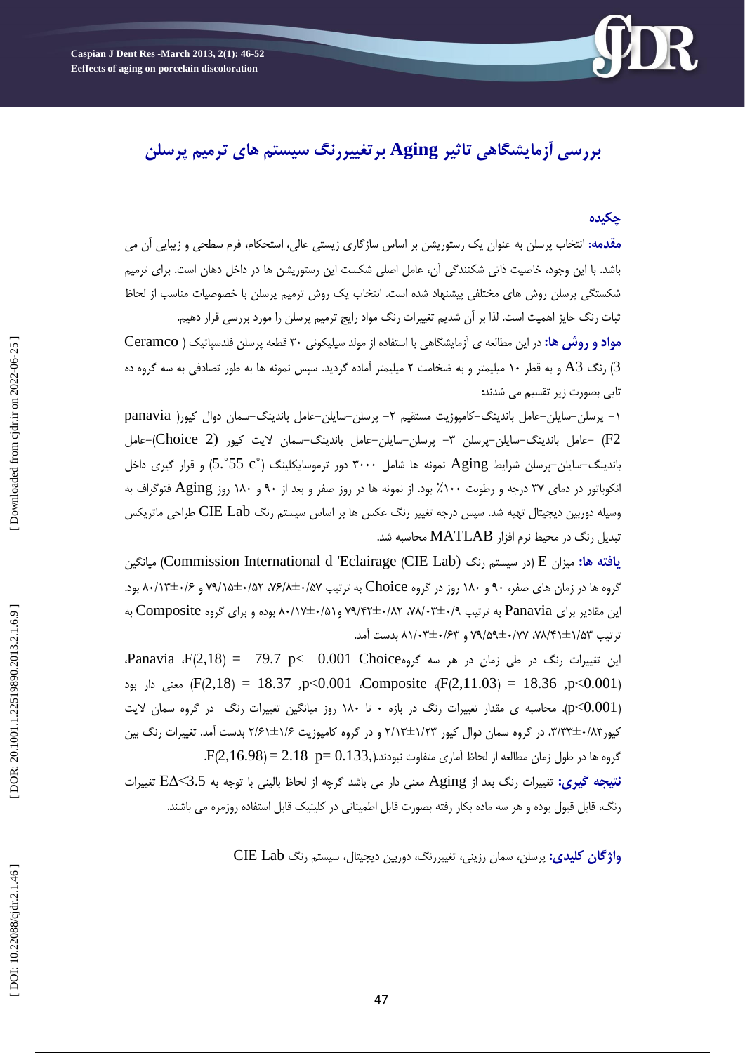# بررسی آزمایشگاهی تاثیر Aging برتغییررنگ سیستم های ترمیم پرسلن

## چکیده

**مقدمه:** انتخاب پرسلن به عنوان یک رستوریشن بر اساس سازگاری زیستی عالی، استحکام، فرم سطحی و زیبایی آن می باشد. با این وجود، خاصیت ذاتی شکنندگی آن، عامل اصلی شکست این رستوریشن ها در داخل دهان است. برای ترمیم شکستگی پرسلن روش های مختلفی پیشنهاد شده است. انتخاب یک روش ترمیم پرسلن با خصوصیات مناسب از لحاظ ثبات رنگ حایز اهمیت است. لذا بر آن شدیم تغییرات رنگ مواد رایج ترمیم پرسلن را مورد بررسی قرار دهیم.

**مواد و روش ها:** در این مطالعه ی آزمایشگاهی با استفاده از مولد سیلیکونی ۳۰ قطعه پرسلن فلدسپاتیک ( Ceramco 3) رنگ A3 و به قطر ۱۰ میلیمتر و به ضخامت ۲ میلیمتر آماده گردید. سپس نمونه ها به طور تصادفی به سه گروه ده تایی بصورت زیر تقسیم می شدند:

۱- پرسلن–سایلن–عامل باندینگ–کامپوزیت مستقیم ۲- پرسلن–سایلن–عامل باندینگ–سمان دوال کیور( panavia F2) –عامل باندینگ–سایلن–پرسلن ۳- پرسلن–سایلن–عامل باندینگ–سمان لایت کیور (Choice 2)–عامل باندینگ–سایلن–پرسلن شرایط Aging نمونه ها شامل ۳۰۰۰ دور ترموسایکلینگ (5.˚55 c˚) و قرار گیری داخل انکوباتور در دمای ۳۷ درجه و رطوبت ۱۰۰٪ بود. از نمونه ها در روز صفر و بعد از ۹۰ و ۱۸۰ روز Aging فتوگراف به وسیله دوربین دیجیتال تهیه شد. سپس درجه تغییر رنگ عکس ها بر اساس سیستم رنگ CIE Lab طراحی ماتریکس تبدیل رنگ در محیط نرم افزار MATLAB محاسبه شد.

**یافته ها:** میزان E (در سیستم رنگ (Commission International d 'Eclairage (CIE Lab میانگین گروه ها در زمان های صفر، ۹۰ و ۱۸۰ روز در گروه Choice به ترتیب ۰/۵۷±۷۶/۸، ۰/۵۲±۷۹/۱۵ و ۰/۶±۸۰/۱۳ بود. این مقادیر برای Panavia به ترتیب ۰/۹±۷۸/۰۳، ۰/۸۲±۷۹/۴۲ و۰/۵۱±۸۰/۱۷ بوده و برای گروه Composite به ترتیب ۱/۵۳±۷۸/۴۱، ۰/۷۷±۷۹/۵۹ و ۰/۶۳±۸۱/۰۳ بدست آمد.

این تغییرات رنگ در طی زمان در هر سه گروهChoice $F(2,18) = 79.7$ $p< 0.001$، Panavia ($F(2,11.03) = 18.36$ ,$p<0.001$)، Composite ($F(2,18) = 18.37$ ,$p<0.001$) معنی دار بود ($p<0.001$). محاسبه ی مقدار تغییرات رنگ در بازه ۰ تا ۱۸۰ روز میانگین تغییرات رنگ در گروه سمان لایت کیور۰/۸۳±۳/۳۳، در گروه سمان دوال کیور ۱/۲۳±۲/۱۳ و در گروه کامپوزیت ۱/۶±۲/۶۱ بدست آمد. تغییرات رنگ بین گروه ها در طول زمان مطالعه از لحاظ آماری تفاوت نبودند.($F(2,16.98) = 2.18$ $p= 0.133$,

**نتیجه گیری:** تغییرات رنگ بعد از Aging معنی دار می باشد گرچه از لحاظ بالینی با توجه به EΔ<3.5 تغییرات رنگ، قابل قبول بوده و هر سه ماده بکار رفته بصورت قابل اطمینانی در کلینیک قابل استفاده روزمره می باشند.

**واژگان کلیدی:** پرسلن، سمان رزینی، تغییررنگ، دوربین دیجیتال، سیستم رنگ CIE Lab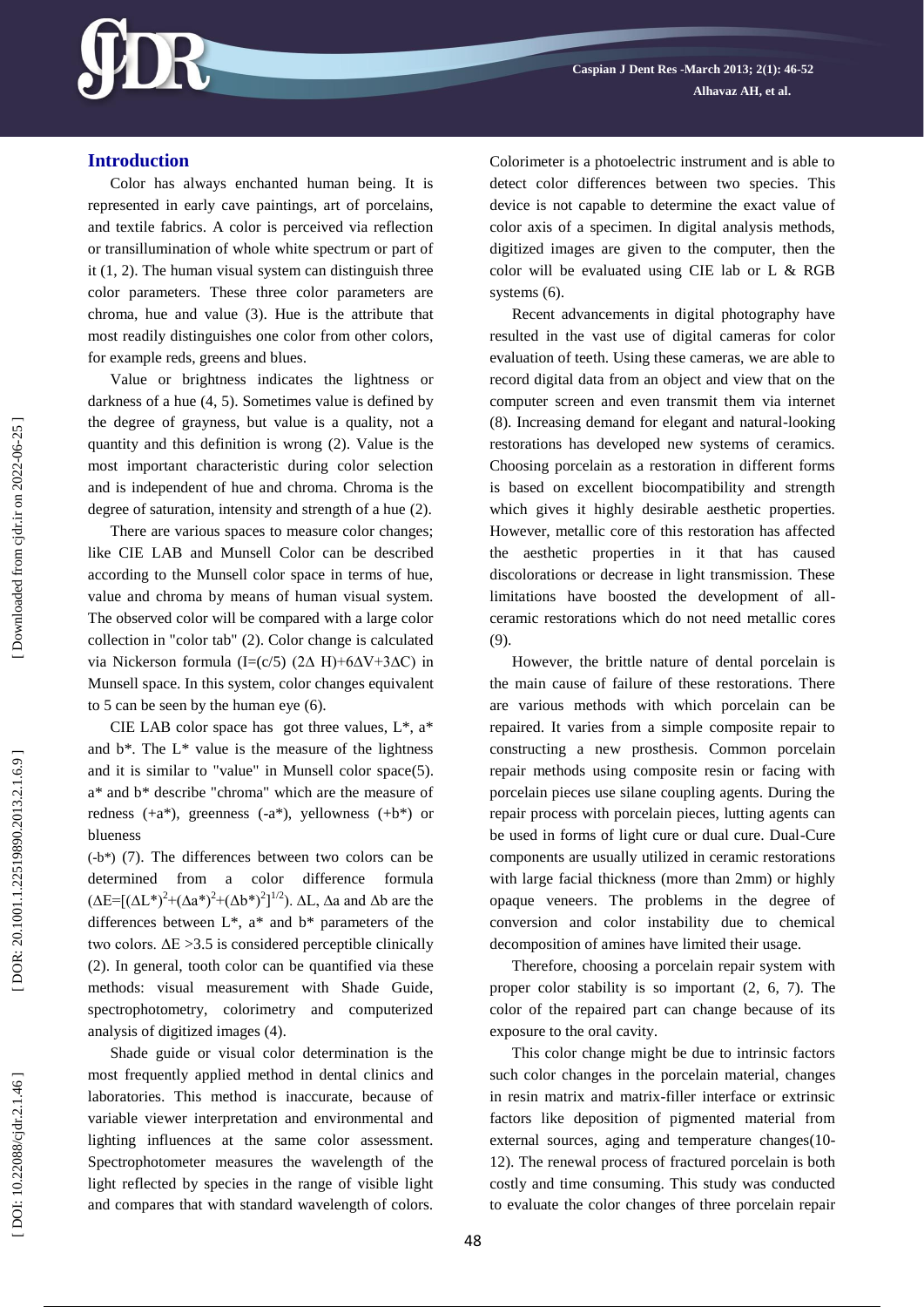## Introduction

Color has always enchanted human being. It is represented in early cave paintings, art of porcelains, and textile fabrics. A color is perceived via reflection or transillumination of whole white spectrum or part of it (1, 2). The human visual system can distinguish three color parameters. These three color parameters are chroma, hue and value (3). Hue is the attribute that most readily distinguishes one color from other colors, for example reds, greens and blues.

Value or brightness indicates the lightness or darkness of a hue (4, 5). Sometimes value is defined by the degree of grayness, but value is a quality, not a quantity and this definition is wrong (2). Value is the most important characteristic during color selection and is independent of hue and chroma. Chroma is the degree of saturation, intensity and strength of a hue (2).

There are various spaces to measure color changes; like CIE LAB and Munsell Color can be described according to the Munsell color space in terms of hue, value and chroma by means of human visual system. The observed color will be compared with a large color collection in "color tab" (2). Color change is calculated via Nickerson formula ($I=(c/5)\ (2\Delta H)+6\Delta V+3\Delta C$) in Munsell space. In this system, color changes equivalent to 5 can be seen by the human eye (6).

CIE LAB color space has got three values, L*, a* and b*. The L* value is the measure of the lightness and it is similar to "value" in Munsell color space(5). a* and b* describe "chroma" which are the measure of redness (+a*), greenness (-a*), yellowness (+b*) or blueness (-b*) (7). The differences between two colors can be determined from a color difference formula ($\Delta E=[(\Delta L^*)^2+(\Delta a^*)^2+(\Delta b^*)^2]^{1/2}$). ΔL, Δa and Δb are the differences between L*, a* and b* parameters of the two colors. ΔE >3.5 is considered perceptible clinically (2). In general, tooth color can be quantified via these methods: visual measurement with Shade Guide, spectrophotometry, colorimetry and computerized analysis of digitized images (4).

Shade guide or visual color determination is the most frequently applied method in dental clinics and laboratories. This method is inaccurate, because of variable viewer interpretation and environmental and lighting influences at the same color assessment. Spectrophotometer measures the wavelength of the light reflected by species in the range of visible light and compares that with standard wavelength of colors. Colorimeter is a photoelectric instrument and is able to detect color differences between two species. This device is not capable to determine the exact value of color axis of a specimen. In digital analysis methods, digitized images are given to the computer, then the color will be evaluated using CIE lab or L & RGB systems (6).

Recent advancements in digital photography have resulted in the vast use of digital cameras for color evaluation of teeth. Using these cameras, we are able to record digital data from an object and view that on the computer screen and even transmit them via internet (8). Increasing demand for elegant and natural-looking restorations has developed new systems of ceramics. Choosing porcelain as a restoration in different forms is based on excellent biocompatibility and strength which gives it highly desirable aesthetic properties. However, metallic core of this restoration has affected the aesthetic properties in it that has caused discolorations or decrease in light transmission. These limitations have boosted the development of all-ceramic restorations which do not need metallic cores (9).

However, the brittle nature of dental porcelain is the main cause of failure of these restorations. There are various methods with which porcelain can be repaired. It varies from a simple composite repair to constructing a new prosthesis. Common porcelain repair methods using composite resin or facing with porcelain pieces use silane coupling agents. During the repair process with porcelain pieces, lutting agents can be used in forms of light cure or dual cure. Dual-Cure components are usually utilized in ceramic restorations with large facial thickness (more than 2mm) or highly opaque veneers. The problems in the degree of conversion and color instability due to chemical decomposition of amines have limited their usage.

Therefore, choosing a porcelain repair system with proper color stability is so important (2, 6, 7). The color of the repaired part can change because of its exposure to the oral cavity.

This color change might be due to intrinsic factors such color changes in the porcelain material, changes in resin matrix and matrix-filler interface or extrinsic factors like deposition of pigmented material from external sources, aging and temperature changes(10-12). The renewal process of fractured porcelain is both costly and time consuming. This study was conducted to evaluate the color changes of three porcelain repair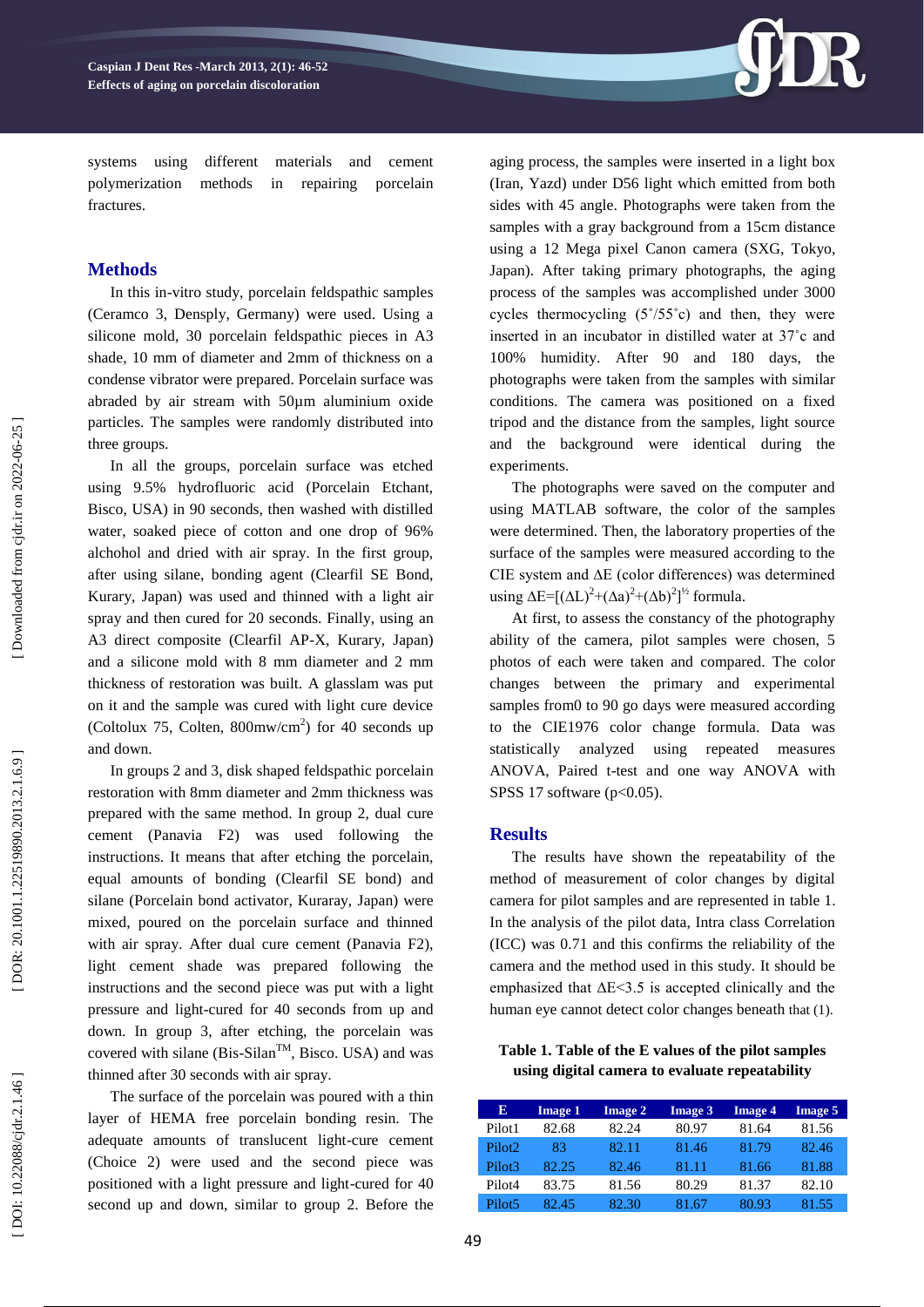systems using different materials and cement polymerization methods in repairing porcelain fractures.

## Methods

In this in-vitro study, porcelain feldspathic samples (Ceramco 3, Densply, Germany) were used. Using a silicone mold, 30 porcelain feldspathic pieces in A3 shade, 10 mm of diameter and 2mm of thickness on a condense vibrator were prepared. Porcelain surface was abraded by air stream with 50µm aluminium oxide particles. The samples were randomly distributed into three groups.

In all the groups, porcelain surface was etched using 9.5% hydrofluoric acid (Porcelain Etchant, Bisco, USA) in 90 seconds, then washed with distilled water, soaked piece of cotton and one drop of 96% alchohol and dried with air spray. In the first group, after using silane, bonding agent (Clearfil SE Bond, Kurary, Japan) was used and thinned with a light air spray and then cured for 20 seconds. Finally, using an A3 direct composite (Clearfil AP-X, Kurary, Japan) and a silicone mold with 8 mm diameter and 2 mm thickness of restoration was built. A glasslam was put on it and the sample was cured with light cure device (Coltolux 75, Colten, 800mw/cm$^2$) for 40 seconds up and down.

In groups 2 and 3, disk shaped feldspathic porcelain restoration with 8mm diameter and 2mm thickness was prepared with the same method. In group 2, dual cure cement (Panavia F2) was used following the instructions. It means that after etching the porcelain, equal amounts of bonding (Clearfil SE bond) and silane (Porcelain bond activator, Kuraray, Japan) were mixed, poured on the porcelain surface and thinned with air spray. After dual cure cement (Panavia F2), light cement shade was prepared following the instructions and the second piece was put with a light pressure and light-cured for 40 seconds from up and down. In group 3, after etching, the porcelain was covered with silane (Bis-Silan™, Bisco. USA) and was thinned after 30 seconds with air spray.

The surface of the porcelain was poured with a thin layer of HEMA free porcelain bonding resin. The adequate amounts of translucent light-cure cement (Choice 2) were used and the second piece was positioned with a light pressure and light-cured for 40 second up and down, similar to group 2. Before the aging process, the samples were inserted in a light box (Iran, Yazd) under D56 light which emitted from both sides with 45 angle. Photographs were taken from the samples with a gray background from a 15cm distance using a 12 Mega pixel Canon camera (SXG, Tokyo, Japan). After taking primary photographs, the aging process of the samples was accomplished under 3000 cycles thermocycling (5˚/55˚c) and then, they were inserted in an incubator in distilled water at 37˚c and 100% humidity. After 90 and 180 days, the photographs were taken from the samples with similar conditions. The camera was positioned on a fixed tripod and the distance from the samples, light source and the background were identical during the experiments.

The photographs were saved on the computer and using MATLAB software, the color of the samples were determined. Then, the laboratory properties of the surface of the samples were measured according to the CIE system and ΔE (color differences) was determined using $\Delta E=[(\Delta L)^2+(\Delta a)^2+(\Delta b)^2]^{½}$ formula.

At first, to assess the constancy of the photography ability of the camera, pilot samples were chosen, 5 photos of each were taken and compared. The color changes between the primary and experimental samples from0 to 90 go days were measured according to the CIE1976 color change formula. Data was statistically analyzed using repeated measures ANOVA, Paired t-test and one way ANOVA with SPSS 17 software ($p<0.05$).

## Results

The results have shown the repeatability of the method of measurement of color changes by digital camera for pilot samples and are represented in table 1. In the analysis of the pilot data, Intra class Correlation (ICC) was 0.71 and this confirms the reliability of the camera and the method used in this study. It should be emphasized that ΔE<3.5 is accepted clinically and the human eye cannot detect color changes beneath that (1).

**Table 1. Table of the E values of the pilot samples using digital camera to evaluate repeatability**

| E | Image 1 | Image 2 | Image 3 | Image 4 | Image 5 |
|---|---|---|---|---|---|
| Pilot1 | 82.68 | 82.24 | 80.97 | 81.64 | 81.56 |
| Pilot2 | 83 | 82.11 | 81.46 | 81.79 | 82.46 |
| Pilot3 | 82.25 | 82.46 | 81.11 | 81.66 | 81.88 |
| Pilot4 | 83.75 | 81.56 | 80.29 | 81.37 | 82.10 |
| Pilot5 | 82.45 | 82.30 | 81.67 | 80.93 | 81.55 |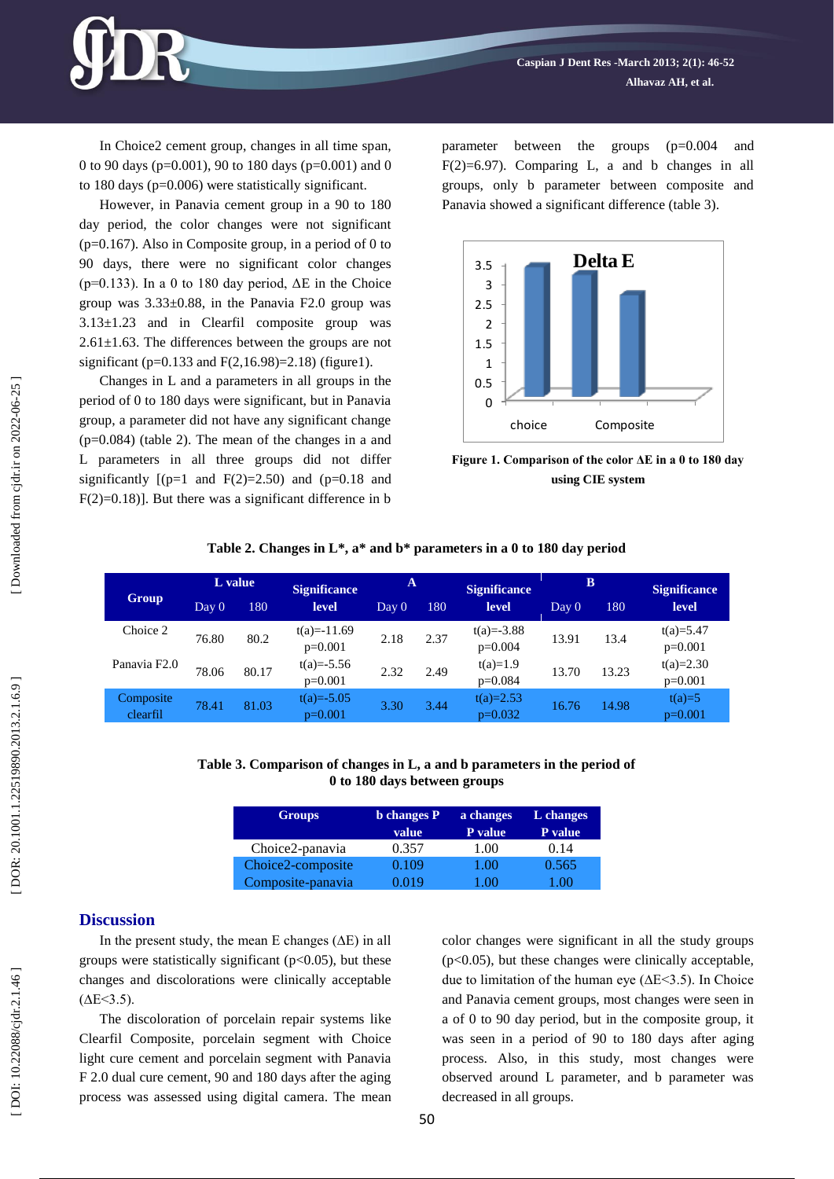In Choice2 cement group, changes in all time span, 0 to 90 days ($p=0.001$), 90 to 180 days ($p=0.001$) and 0 to 180 days ($p=0.006$) were statistically significant.

However, in Panavia cement group in a 90 to 180 day period, the color changes were not significant ($p=0.167$). Also in Composite group, in a period of 0 to 90 days, there were no significant color changes ($p=0.133$). In a 0 to 180 day period, ΔE in the Choice group was 3.33±0.88, in the Panavia F2.0 group was 3.13±1.23 and in Clearfil composite group was 2.61±1.63. The differences between the groups are not significant ($p=0.133$ and $F(2,16.98)=2.18$) (figure1).

Changes in L and a parameters in all groups in the period of 0 to 180 days were significant, but in Panavia group, a parameter did not have any significant change ($p=0.084$) (table 2). The mean of the changes in a and L parameters in all three groups did not differ significantly [($p=1$ and $F(2)=2.50$) and ($p=0.18$ and $F(2)=0.18$)]. But there was a significant difference in b parameter between the groups ($p=0.004$ and $F(2)=6.97$). Comparing L, a and b changes in all groups, only b parameter between composite and Panavia showed a significant difference (table 3).

Figure 1. Comparison of the color ΔE in a 0 to 180 day using CIE system

**Table 2. Changes in L*, a* and b* parameters in a 0 to 180 day period**

| Group | L value | | Significance level | A | | Significance level | B | | Significance level |
|---|---|---|---|---|---|---|---|---|---|
| | Day 0 | 180 | | Day 0 | 180 | | Day 0 | 180 | |
| Choice 2 | 76.80 | 80.2 | t(a)=-11.69 p=0.001 | 2.18 | 2.37 | t(a)=-3.88 p=0.004 | 13.91 | 13.4 | t(a)=5.47 p=0.001 |
| Panavia F2.0 | 78.06 | 80.17 | t(a)=-5.56 p=0.001 | 2.32 | 2.49 | t(a)=1.9 p=0.084 | 13.70 | 13.23 | t(a)=2.30 p=0.001 |
| Composite clearfil | 78.41 | 81.03 | t(a)=-5.05 p=0.001 | 3.30 | 3.44 | t(a)=2.53 p=0.032 | 16.76 | 14.98 | t(a)=5 p=0.001 |

**Table 3. Comparison of changes in L, a and b parameters in the period of 0 to 180 days between groups**

| Groups | b changes P value | a changes P value | L changes P value |
|---|---|---|---|
| Choice2-panavia | 0.357 | 1.00 | 0.14 |
| Choice2-composite | 0.109 | 1.00 | 0.565 |
| Composite-panavia | 0.019 | 1.00 | 1.00 |

## Discussion

In the present study, the mean E changes (ΔE) in all groups were statistically significant ($p<0.05$), but these changes and discolorations were clinically acceptable (ΔE<3.5).

The discoloration of porcelain repair systems like Clearfil Composite, porcelain segment with Choice light cure cement and porcelain segment with Panavia F 2.0 dual cure cement, 90 and 180 days after the aging process was assessed using digital camera. The mean color changes were significant in all the study groups ($p<0.05$), but these changes were clinically acceptable, due to limitation of the human eye (ΔE<3.5). In Choice and Panavia cement groups, most changes were seen in a of 0 to 90 day period, but in the composite group, it was seen in a period of 90 to 180 days after aging process. Also, in this study, most changes were observed around L parameter, and b parameter was decreased in all groups.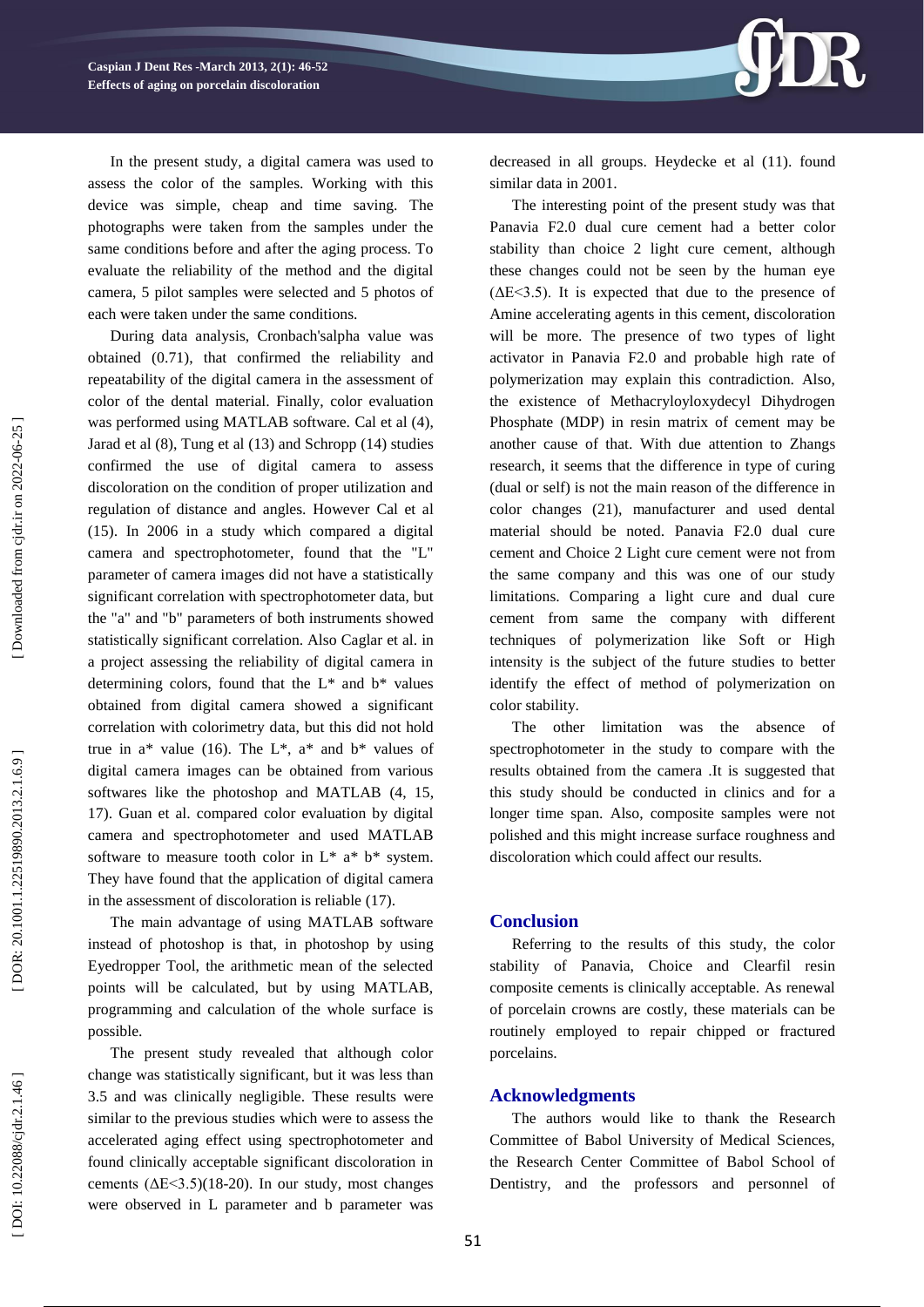In the present study, a digital camera was used to assess the color of the samples. Working with this device was simple, cheap and time saving. The photographs were taken from the samples under the same conditions before and after the aging process. To evaluate the reliability of the method and the digital camera, 5 pilot samples were selected and 5 photos of each were taken under the same conditions.

During data analysis, Cronbach'salpha value was obtained (0.71), that confirmed the reliability and repeatability of the digital camera in the assessment of color of the dental material. Finally, color evaluation was performed using MATLAB software. Cal et al (4), Jarad et al (8), Tung et al (13) and Schropp (14) studies confirmed the use of digital camera to assess discoloration on the condition of proper utilization and regulation of distance and angles. However Cal et al (15). In 2006 in a study which compared a digital camera and spectrophotometer, found that the "L" parameter of camera images did not have a statistically significant correlation with spectrophotometer data, but the "a" and "b" parameters of both instruments showed statistically significant correlation. Also Caglar et al. in a project assessing the reliability of digital camera in determining colors, found that the L* and b* values obtained from digital camera showed a significant correlation with colorimetry data, but this did not hold true in a* value (16). The L*, a* and b* values of digital camera images can be obtained from various softwares like the photoshop and MATLAB (4, 15, 17). Guan et al. compared color evaluation by digital camera and spectrophotometer and used MATLAB software to measure tooth color in L* a* b* system. They have found that the application of digital camera in the assessment of discoloration is reliable (17).

The main advantage of using MATLAB software instead of photoshop is that, in photoshop by using Eyedropper Tool, the arithmetic mean of the selected points will be calculated, but by using MATLAB, programming and calculation of the whole surface is possible.

The present study revealed that although color change was statistically significant, but it was less than 3.5 and was clinically negligible. These results were similar to the previous studies which were to assess the accelerated aging effect using spectrophotometer and found clinically acceptable significant discoloration in cements ($\Delta E<3.5$)(18-20). In our study, most changes were observed in L parameter and b parameter was decreased in all groups. Heydecke et al (11). found similar data in 2001.

The interesting point of the present study was that Panavia F2.0 dual cure cement had a better color stability than choice 2 light cure cement, although these changes could not be seen by the human eye ($\Delta E<3.5$). It is expected that due to the presence of Amine accelerating agents in this cement, discoloration will be more. The presence of two types of light activator in Panavia F2.0 and probable high rate of polymerization may explain this contradiction. Also, the existence of Methacryloyloxydecyl Dihydrogen Phosphate (MDP) in resin matrix of cement may be another cause of that. With due attention to Zhangs research, it seems that the difference in type of curing (dual or self) is not the main reason of the difference in color changes (21), manufacturer and used dental material should be noted. Panavia F2.0 dual cure cement and Choice 2 Light cure cement were not from the same company and this was one of our study limitations. Comparing a light cure and dual cure cement from same the company with different techniques of polymerization like Soft or High intensity is the subject of the future studies to better identify the effect of method of polymerization on color stability.

The other limitation was the absence of spectrophotometer in the study to compare with the results obtained from the camera .It is suggested that this study should be conducted in clinics and for a longer time span. Also, composite samples were not polished and this might increase surface roughness and discoloration which could affect our results.

## Conclusion

Referring to the results of this study, the color stability of Panavia, Choice and Clearfil resin composite cements is clinically acceptable. As renewal of porcelain crowns are costly, these materials can be routinely employed to repair chipped or fractured porcelains.

## Acknowledgments

The authors would like to thank the Research Committee of Babol University of Medical Sciences, the Research Center Committee of Babol School of Dentistry, and the professors and personnel of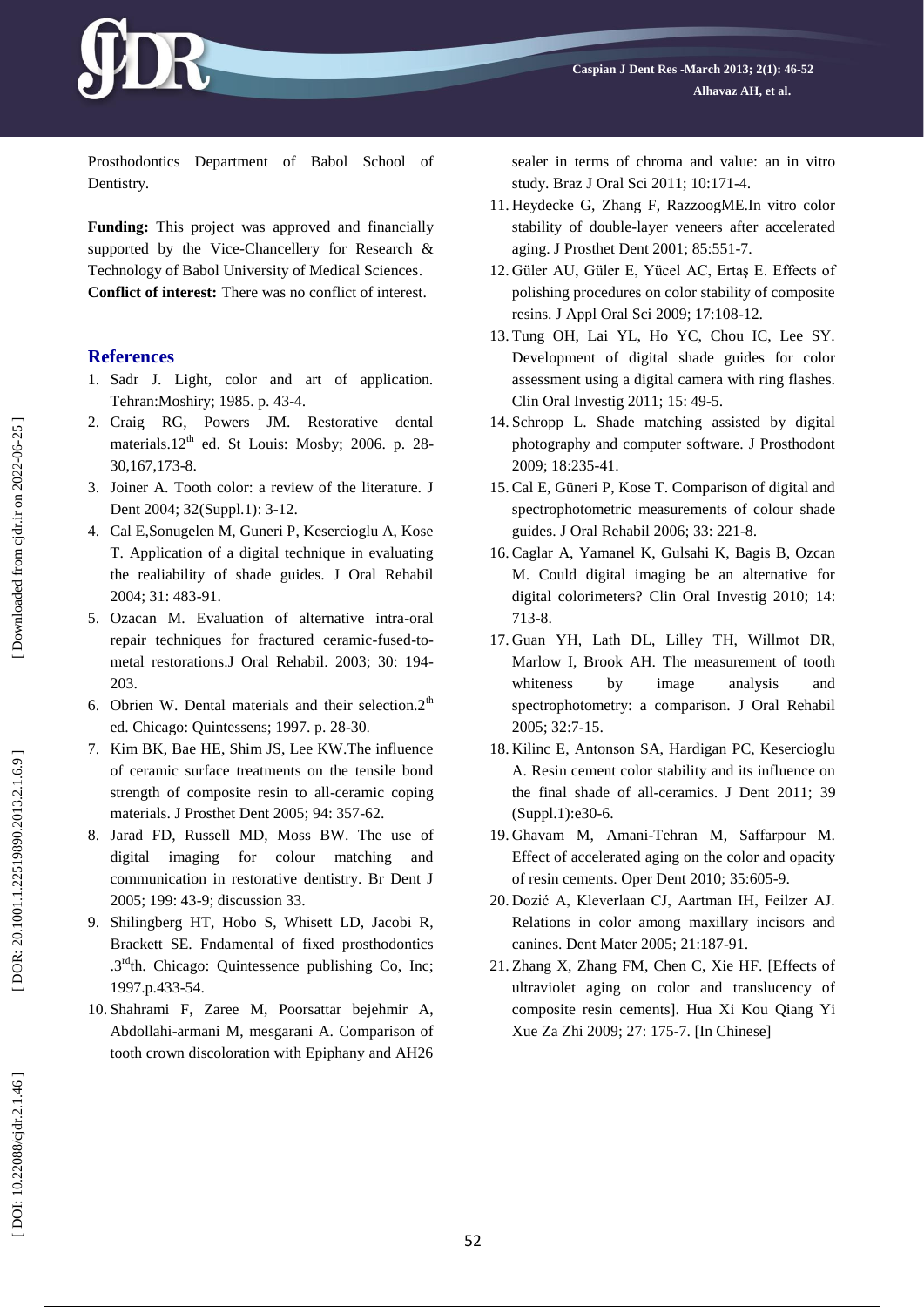Prosthodontics Department of Babol School of Dentistry.

**Funding:** This project was approved and financially supported by the Vice-Chancellery for Research & Technology of Babol University of Medical Sciences.

**Conflict of interest:** There was no conflict of interest.

## References

1. Sadr J. Light, color and art of application. Tehran:Moshiry; 1985. p. 43-4.
2. Craig RG, Powers JM. Restorative dental materials.12th ed. St Louis: Mosby; 2006. p. 28-30,167,173-8.
3. Joiner A. Tooth color: a review of the literature. J Dent 2004; 32(Suppl.1): 3-12.
4. Cal E,Sonugelen M, Guneri P, Kesercioglu A, Kose T. Application of a digital technique in evaluating the realiability of shade guides. J Oral Rehabil 2004; 31: 483-91.
5. Ozacan M. Evaluation of alternative intra-oral repair techniques for fractured ceramic-fused-to-metal restorations.J Oral Rehabil. 2003; 30: 194-203.
6. Obrien W. Dental materials and their selection.2th ed. Chicago: Quintessens; 1997. p. 28-30.
7. Kim BK, Bae HE, Shim JS, Lee KW.The influence of ceramic surface treatments on the tensile bond strength of composite resin to all-ceramic coping materials. J Prosthet Dent 2005; 94: 357-62.
8. Jarad FD, Russell MD, Moss BW. The use of digital imaging for colour matching and communication in restorative dentistry. Br Dent J 2005; 199: 43-9; discussion 33.
9. Shilingberg HT, Hobo S, Whisett LD, Jacobi R, Brackett SE. Fndamental of fixed prosthodontics .3rdth. Chicago: Quintessence publishing Co, Inc; 1997.p.433-54.
10. Shahrami F, Zaree M, Poorsattar bejehmir A, Abdollahi-armani M, mesgarani A. Comparison of tooth crown discoloration with Epiphany and AH26 sealer in terms of chroma and value: an in vitro study. Braz J Oral Sci 2011; 10:171-4.
11. Heydecke G, Zhang F, RazzoogME.In vitro color stability of double-layer veneers after accelerated aging. J Prosthet Dent 2001; 85:551-7.
12. Güler AU, Güler E, Yücel AC, Ertaş E. Effects of polishing procedures on color stability of composite resins. J Appl Oral Sci 2009; 17:108-12.
13. Tung OH, Lai YL, Ho YC, Chou IC, Lee SY. Development of digital shade guides for color assessment using a digital camera with ring flashes. Clin Oral Investig 2011; 15: 49-5.
14. Schropp L. Shade matching assisted by digital photography and computer software. J Prosthodont 2009; 18:235-41.
15. Cal E, Güneri P, Kose T. Comparison of digital and spectrophotometric measurements of colour shade guides. J Oral Rehabil 2006; 33: 221-8.
16. Caglar A, Yamanel K, Gulsahi K, Bagis B, Ozcan M. Could digital imaging be an alternative for digital colorimeters? Clin Oral Investig 2010; 14: 713-8.
17. Guan YH, Lath DL, Lilley TH, Willmot DR, Marlow I, Brook AH. The measurement of tooth whiteness by image analysis and spectrophotometry: a comparison. J Oral Rehabil 2005; 32:7-15.
18. Kilinc E, Antonson SA, Hardigan PC, Kesercioglu A. Resin cement color stability and its influence on the final shade of all-ceramics. J Dent 2011; 39 (Suppl.1):e30-6.
19. Ghavam M, Amani-Tehran M, Saffarpour M. Effect of accelerated aging on the color and opacity of resin cements. Oper Dent 2010; 35:605-9.
20. Dozić A, Kleverlaan CJ, Aartman IH, Feilzer AJ. Relations in color among maxillary incisors and canines. Dent Mater 2005; 21:187-91.
21. Zhang X, Zhang FM, Chen C, Xie HF. [Effects of ultraviolet aging on color and translucency of composite resin cements]. Hua Xi Kou Qiang Yi Xue Za Zhi 2009; 27: 175-7. [In Chinese]